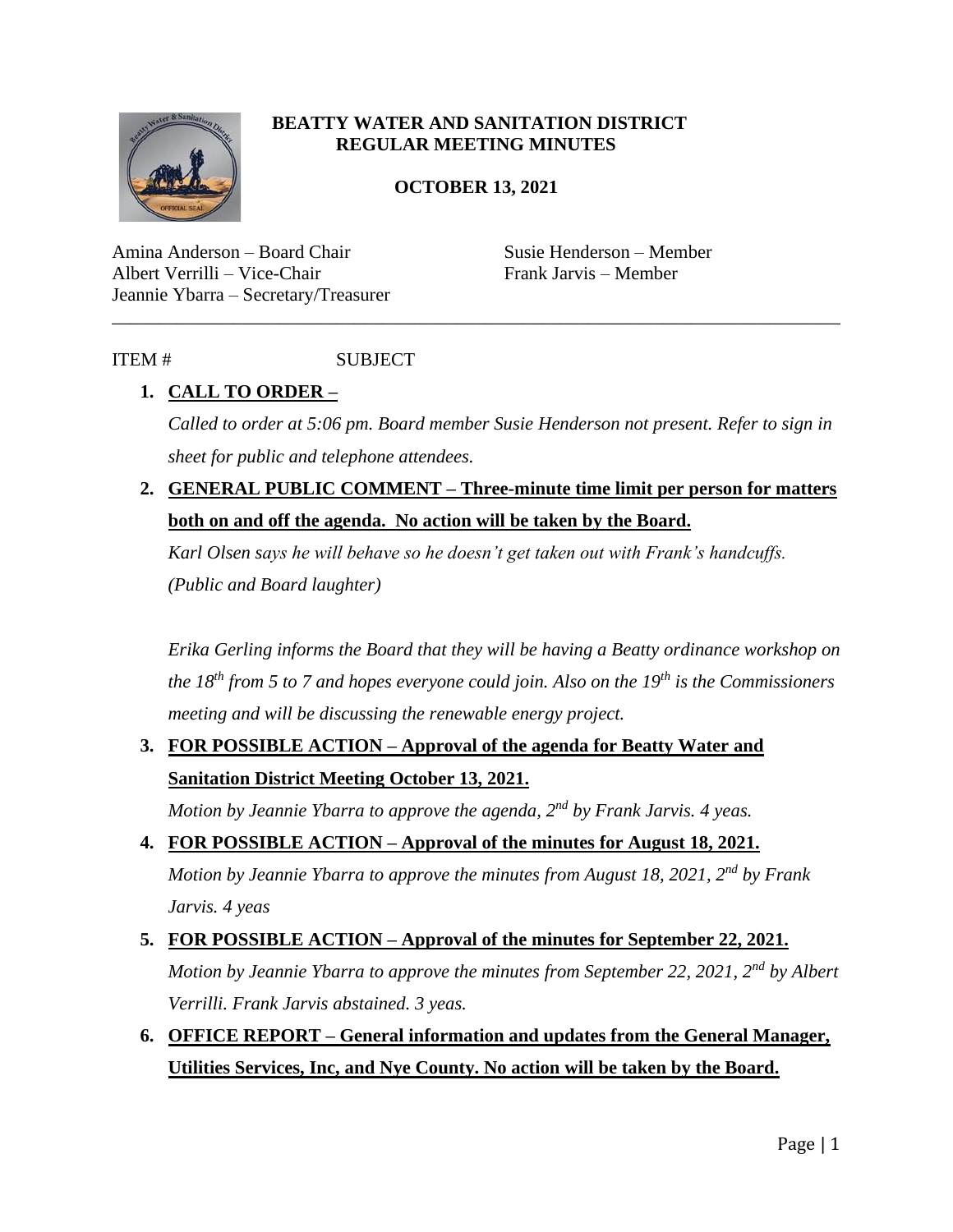# BEATTY WATER AND SANITATION DISTRICT
## REGULAR MEETING MINUTES

**OCTOBER 13, 2021**

Amina Anderson – Board Chair
Albert Verrilli – Vice-Chair
Jeannie Ybarra – Secretary/Treasurer
Susie Henderson – Member
Frank Jarvis – Member

---

ITEM # SUBJECT

1. **CALL TO ORDER –**

   *Called to order at 5:06 pm. Board member Susie Henderson not present. Refer to sign in sheet for public and telephone attendees.*

2. **GENERAL PUBLIC COMMENT – Three-minute time limit per person for matters both on and off the agenda. No action will be taken by the Board.**

   *Karl Olsen says he will behave so he doesn't get taken out with Frank's handcuffs. (Public and Board laughter)*

   *Erika Gerling informs the Board that they will be having a Beatty ordinance workshop on the 18th from 5 to 7 and hopes everyone could join. Also on the 19th is the Commissioners meeting and will be discussing the renewable energy project.*

3. **FOR POSSIBLE ACTION – Approval of the agenda for Beatty Water and Sanitation District Meeting October 13, 2021.**

   *Motion by Jeannie Ybarra to approve the agenda, 2nd by Frank Jarvis. 4 yeas.*

4. **FOR POSSIBLE ACTION – Approval of the minutes for August 18, 2021.**

   *Motion by Jeannie Ybarra to approve the minutes from August 18, 2021, 2nd by Frank Jarvis. 4 yeas*

5. **FOR POSSIBLE ACTION – Approval of the minutes for September 22, 2021.**

   *Motion by Jeannie Ybarra to approve the minutes from September 22, 2021, 2nd by Albert Verrilli. Frank Jarvis abstained. 3 yeas.*

6. **OFFICE REPORT – General information and updates from the General Manager, Utilities Services, Inc, and Nye County. No action will be taken by the Board.**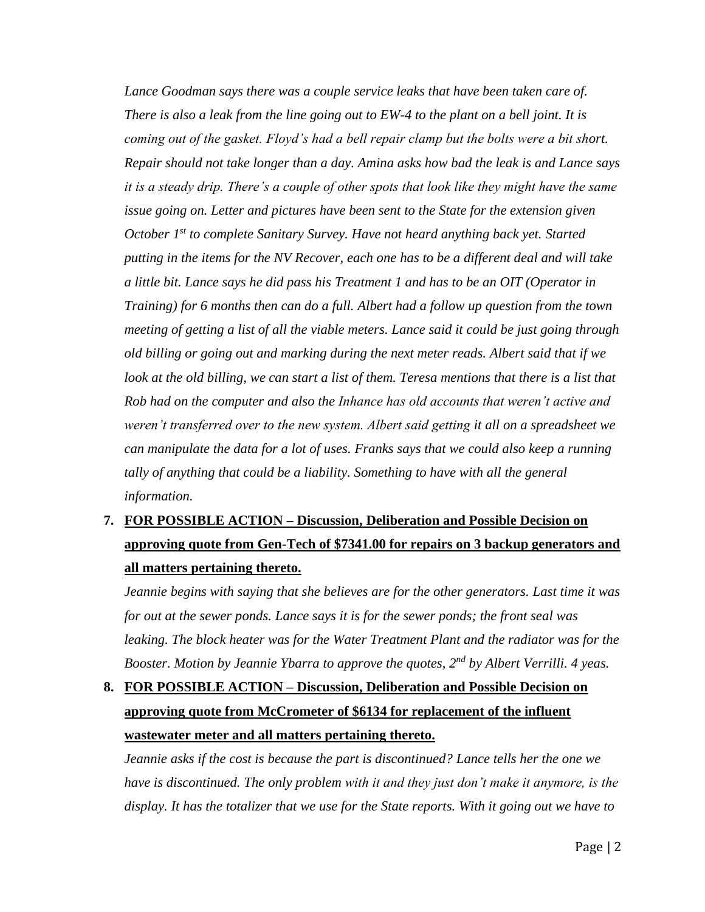*Lance Goodman says there was a couple service leaks that have been taken care of. There is also a leak from the line going out to EW-4 to the plant on a bell joint. It is coming out of the gasket. Floyd's had a bell repair clamp but the bolts were a bit short. Repair should not take longer than a day. Amina asks how bad the leak is and Lance says it is a steady drip. There's a couple of other spots that look like they might have the same issue going on. Letter and pictures have been sent to the State for the extension given October 1st to complete Sanitary Survey. Have not heard anything back yet. Started putting in the items for the NV Recover, each one has to be a different deal and will take a little bit. Lance says he did pass his Treatment 1 and has to be an OIT (Operator in Training) for 6 months then can do a full. Albert had a follow up question from the town meeting of getting a list of all the viable meters. Lance said it could be just going through old billing or going out and marking during the next meter reads. Albert said that if we look at the old billing, we can start a list of them. Teresa mentions that there is a list that Rob had on the computer and also the Inhance has old accounts that weren't active and weren't transferred over to the new system. Albert said getting it all on a spreadsheet we can manipulate the data for a lot of uses. Franks says that we could also keep a running tally of anything that could be a liability. Something to have with all the general information.*

7. **FOR POSSIBLE ACTION – Discussion, Deliberation and Possible Decision on approving quote from Gen-Tech of $7341.00 for repairs on 3 backup generators and all matters pertaining thereto.**

   *Jeannie begins with saying that she believes are for the other generators. Last time it was for out at the sewer ponds. Lance says it is for the sewer ponds; the front seal was leaking. The block heater was for the Water Treatment Plant and the radiator was for the Booster. Motion by Jeannie Ybarra to approve the quotes, 2nd by Albert Verrilli. 4 yeas.*

8. **FOR POSSIBLE ACTION – Discussion, Deliberation and Possible Decision on approving quote from McCrometer of $6134 for replacement of the influent wastewater meter and all matters pertaining thereto.**

   *Jeannie asks if the cost is because the part is discontinued? Lance tells her the one we have is discontinued. The only problem with it and they just don't make it anymore, is the display. It has the totalizer that we use for the State reports. With it going out we have to*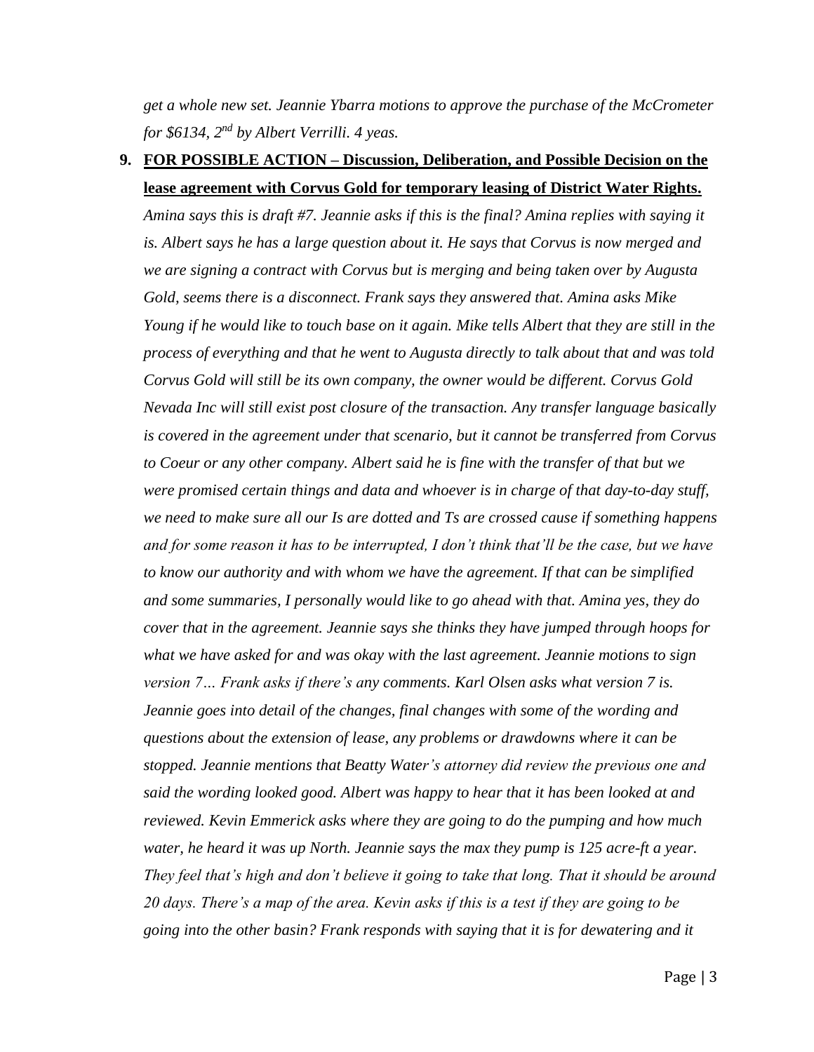*get a whole new set. Jeannie Ybarra motions to approve the purchase of the McCrometer for $6134, 2nd by Albert Verrilli. 4 yeas.*

9. **FOR POSSIBLE ACTION – Discussion, Deliberation, and Possible Decision on the lease agreement with Corvus Gold for temporary leasing of District Water Rights.**

   *Amina says this is draft #7. Jeannie asks if this is the final? Amina replies with saying it is. Albert says he has a large question about it. He says that Corvus is now merged and we are signing a contract with Corvus but is merging and being taken over by Augusta Gold, seems there is a disconnect. Frank says they answered that. Amina asks Mike Young if he would like to touch base on it again. Mike tells Albert that they are still in the process of everything and that he went to Augusta directly to talk about that and was told Corvus Gold will still be its own company, the owner would be different. Corvus Gold Nevada Inc will still exist post closure of the transaction. Any transfer language basically is covered in the agreement under that scenario, but it cannot be transferred from Corvus to Coeur or any other company. Albert said he is fine with the transfer of that but we were promised certain things and data and whoever is in charge of that day-to-day stuff, we need to make sure all our Is are dotted and Ts are crossed cause if something happens and for some reason it has to be interrupted, I don't think that'll be the case, but we have to know our authority and with whom we have the agreement. If that can be simplified and some summaries, I personally would like to go ahead with that. Amina yes, they do cover that in the agreement. Jeannie says she thinks they have jumped through hoops for what we have asked for and was okay with the last agreement. Jeannie motions to sign version 7… Frank asks if there's any comments. Karl Olsen asks what version 7 is. Jeannie goes into detail of the changes, final changes with some of the wording and questions about the extension of lease, any problems or drawdowns where it can be stopped. Jeannie mentions that Beatty Water's attorney did review the previous one and said the wording looked good. Albert was happy to hear that it has been looked at and reviewed. Kevin Emmerick asks where they are going to do the pumping and how much water, he heard it was up North. Jeannie says the max they pump is 125 acre-ft a year. They feel that's high and don't believe it going to take that long. That it should be around 20 days. There's a map of the area. Kevin asks if this is a test if they are going to be going into the other basin? Frank responds with saying that it is for dewatering and it*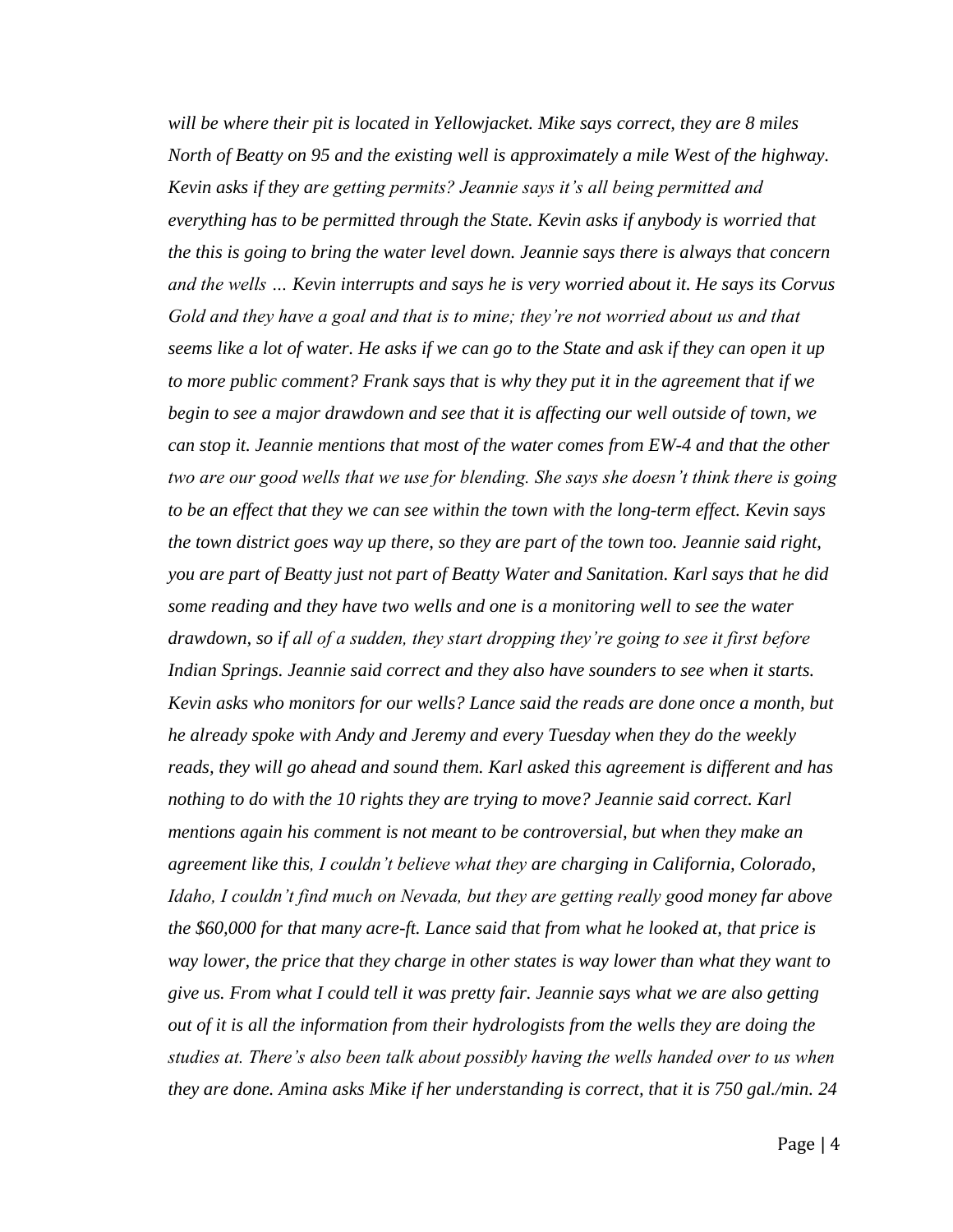*will be where their pit is located in Yellowjacket. Mike says correct, they are 8 miles North of Beatty on 95 and the existing well is approximately a mile West of the highway. Kevin asks if they are getting permits? Jeannie says it's all being permitted and everything has to be permitted through the State. Kevin asks if anybody is worried that the this is going to bring the water level down. Jeannie says there is always that concern and the wells … Kevin interrupts and says he is very worried about it. He says its Corvus Gold and they have a goal and that is to mine; they're not worried about us and that seems like a lot of water. He asks if we can go to the State and ask if they can open it up to more public comment? Frank says that is why they put it in the agreement that if we begin to see a major drawdown and see that it is affecting our well outside of town, we can stop it. Jeannie mentions that most of the water comes from EW-4 and that the other two are our good wells that we use for blending. She says she doesn't think there is going to be an effect that they we can see within the town with the long-term effect. Kevin says the town district goes way up there, so they are part of the town too. Jeannie said right, you are part of Beatty just not part of Beatty Water and Sanitation. Karl says that he did some reading and they have two wells and one is a monitoring well to see the water drawdown, so if all of a sudden, they start dropping they're going to see it first before Indian Springs. Jeannie said correct and they also have sounders to see when it starts. Kevin asks who monitors for our wells? Lance said the reads are done once a month, but he already spoke with Andy and Jeremy and every Tuesday when they do the weekly reads, they will go ahead and sound them. Karl asked this agreement is different and has nothing to do with the 10 rights they are trying to move? Jeannie said correct. Karl mentions again his comment is not meant to be controversial, but when they make an agreement like this, I couldn't believe what they are charging in California, Colorado, Idaho, I couldn't find much on Nevada, but they are getting really good money far above the $60,000 for that many acre-ft. Lance said that from what he looked at, that price is way lower, the price that they charge in other states is way lower than what they want to give us. From what I could tell it was pretty fair. Jeannie says what we are also getting out of it is all the information from their hydrologists from the wells they are doing the studies at. There's also been talk about possibly having the wells handed over to us when they are done. Amina asks Mike if her understanding is correct, that it is 750 gal./min. 24*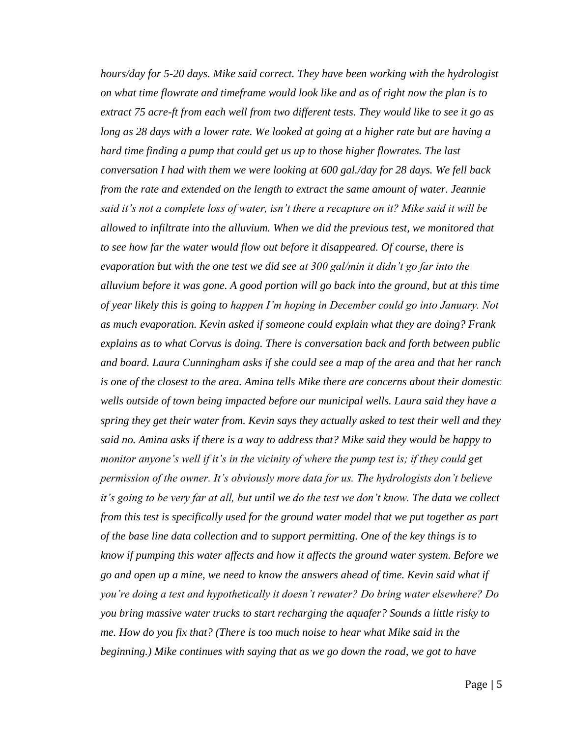*hours/day for 5-20 days. Mike said correct. They have been working with the hydrologist on what time flowrate and timeframe would look like and as of right now the plan is to extract 75 acre-ft from each well from two different tests. They would like to see it go as long as 28 days with a lower rate. We looked at going at a higher rate but are having a hard time finding a pump that could get us up to those higher flowrates. The last conversation I had with them we were looking at 600 gal./day for 28 days. We fell back from the rate and extended on the length to extract the same amount of water. Jeannie said it's not a complete loss of water, isn't there a recapture on it? Mike said it will be allowed to infiltrate into the alluvium. When we did the previous test, we monitored that to see how far the water would flow out before it disappeared. Of course, there is evaporation but with the one test we did see at 300 gal/min it didn't go far into the alluvium before it was gone. A good portion will go back into the ground, but at this time of year likely this is going to happen I'm hoping in December could go into January. Not as much evaporation. Kevin asked if someone could explain what they are doing? Frank explains as to what Corvus is doing. There is conversation back and forth between public and board. Laura Cunningham asks if she could see a map of the area and that her ranch is one of the closest to the area. Amina tells Mike there are concerns about their domestic wells outside of town being impacted before our municipal wells. Laura said they have a spring they get their water from. Kevin says they actually asked to test their well and they said no. Amina asks if there is a way to address that? Mike said they would be happy to monitor anyone's well if it's in the vicinity of where the pump test is; if they could get permission of the owner. It's obviously more data for us. The hydrologists don't believe it's going to be very far at all, but until we do the test we don't know. The data we collect from this test is specifically used for the ground water model that we put together as part of the base line data collection and to support permitting. One of the key things is to know if pumping this water affects and how it affects the ground water system. Before we go and open up a mine, we need to know the answers ahead of time. Kevin said what if you're doing a test and hypothetically it doesn't rewater? Do bring water elsewhere? Do you bring massive water trucks to start recharging the aquafer? Sounds a little risky to me. How do you fix that? (There is too much noise to hear what Mike said in the beginning.) Mike continues with saying that as we go down the road, we got to have*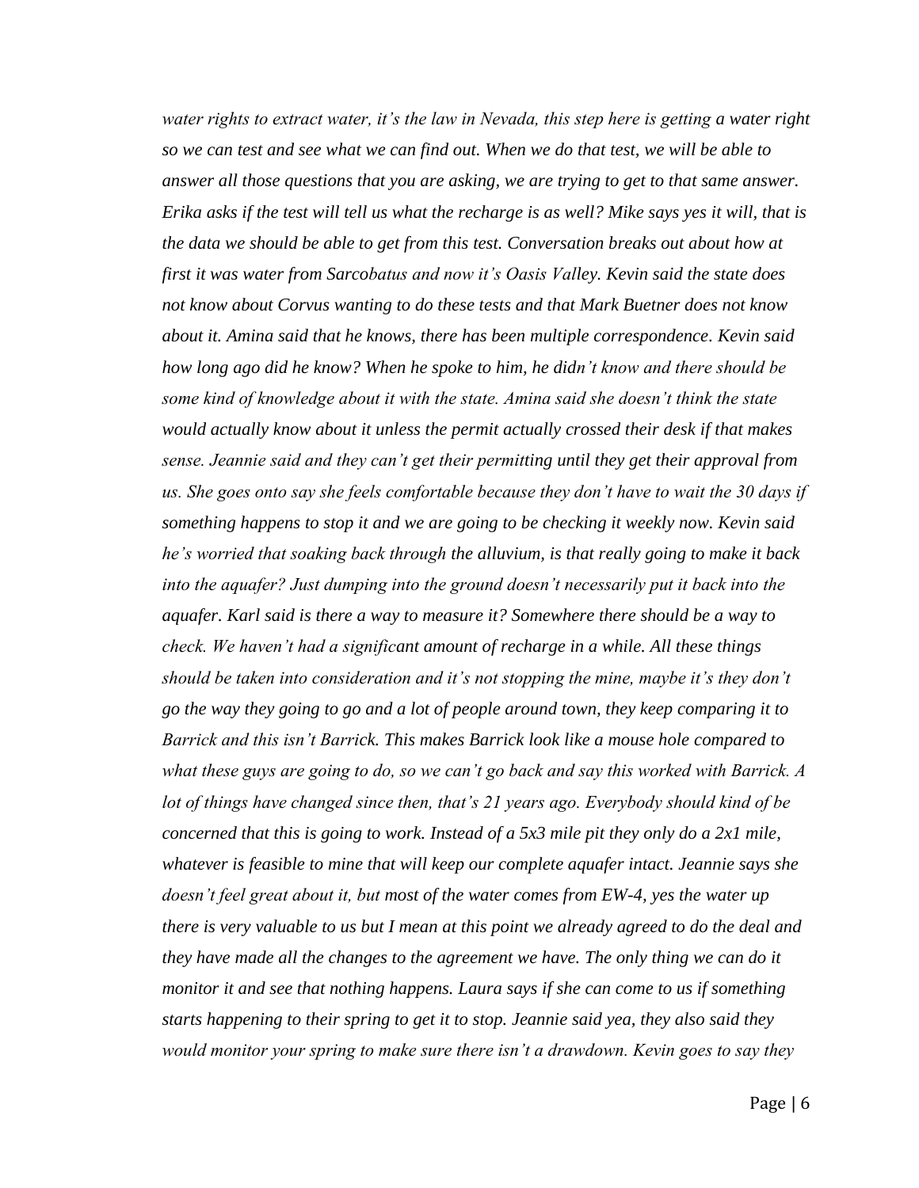*water rights to extract water, it's the law in Nevada, this step here is getting a water right so we can test and see what we can find out. When we do that test, we will be able to answer all those questions that you are asking, we are trying to get to that same answer. Erika asks if the test will tell us what the recharge is as well? Mike says yes it will, that is the data we should be able to get from this test. Conversation breaks out about how at first it was water from Sarcobatus and now it's Oasis Valley. Kevin said the state does not know about Corvus wanting to do these tests and that Mark Buetner does not know about it. Amina said that he knows, there has been multiple correspondence. Kevin said how long ago did he know? When he spoke to him, he didn't know and there should be some kind of knowledge about it with the state. Amina said she doesn't think the state would actually know about it unless the permit actually crossed their desk if that makes sense. Jeannie said and they can't get their permitting until they get their approval from us. She goes onto say she feels comfortable because they don't have to wait the 30 days if something happens to stop it and we are going to be checking it weekly now. Kevin said he's worried that soaking back through the alluvium, is that really going to make it back into the aquafer? Just dumping into the ground doesn't necessarily put it back into the aquafer. Karl said is there a way to measure it? Somewhere there should be a way to check. We haven't had a significant amount of recharge in a while. All these things should be taken into consideration and it's not stopping the mine, maybe it's they don't go the way they going to go and a lot of people around town, they keep comparing it to Barrick and this isn't Barrick. This makes Barrick look like a mouse hole compared to what these guys are going to do, so we can't go back and say this worked with Barrick. A lot of things have changed since then, that's 21 years ago. Everybody should kind of be concerned that this is going to work. Instead of a 5x3 mile pit they only do a 2x1 mile, whatever is feasible to mine that will keep our complete aquafer intact. Jeannie says she doesn't feel great about it, but most of the water comes from EW-4, yes the water up there is very valuable to us but I mean at this point we already agreed to do the deal and they have made all the changes to the agreement we have. The only thing we can do it monitor it and see that nothing happens. Laura says if she can come to us if something starts happening to their spring to get it to stop. Jeannie said yea, they also said they would monitor your spring to make sure there isn't a drawdown. Kevin goes to say they*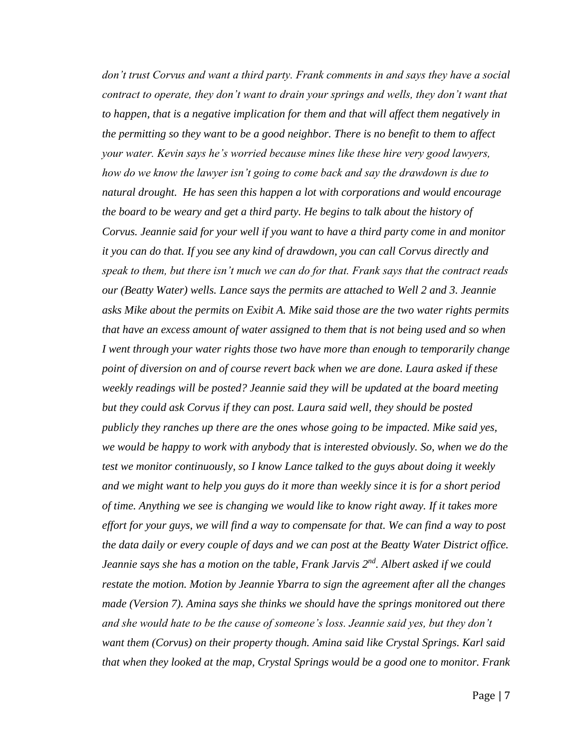*don't trust Corvus and want a third party. Frank comments in and says they have a social contract to operate, they don't want to drain your springs and wells, they don't want that to happen, that is a negative implication for them and that will affect them negatively in the permitting so they want to be a good neighbor. There is no benefit to them to affect your water. Kevin says he's worried because mines like these hire very good lawyers, how do we know the lawyer isn't going to come back and say the drawdown is due to natural drought. He has seen this happen a lot with corporations and would encourage the board to be weary and get a third party. He begins to talk about the history of Corvus. Jeannie said for your well if you want to have a third party come in and monitor it you can do that. If you see any kind of drawdown, you can call Corvus directly and speak to them, but there isn't much we can do for that. Frank says that the contract reads our (Beatty Water) wells. Lance says the permits are attached to Well 2 and 3. Jeannie asks Mike about the permits on Exibit A. Mike said those are the two water rights permits that have an excess amount of water assigned to them that is not being used and so when I went through your water rights those two have more than enough to temporarily change point of diversion on and of course revert back when we are done. Laura asked if these weekly readings will be posted? Jeannie said they will be updated at the board meeting but they could ask Corvus if they can post. Laura said well, they should be posted publicly they ranches up there are the ones whose going to be impacted. Mike said yes, we would be happy to work with anybody that is interested obviously. So, when we do the test we monitor continuously, so I know Lance talked to the guys about doing it weekly and we might want to help you guys do it more than weekly since it is for a short period of time. Anything we see is changing we would like to know right away. If it takes more effort for your guys, we will find a way to compensate for that. We can find a way to post the data daily or every couple of days and we can post at the Beatty Water District office. Jeannie says she has a motion on the table, Frank Jarvis 2nd. Albert asked if we could restate the motion. Motion by Jeannie Ybarra to sign the agreement after all the changes made (Version 7). Amina says she thinks we should have the springs monitored out there and she would hate to be the cause of someone's loss. Jeannie said yes, but they don't want them (Corvus) on their property though. Amina said like Crystal Springs. Karl said that when they looked at the map, Crystal Springs would be a good one to monitor. Frank*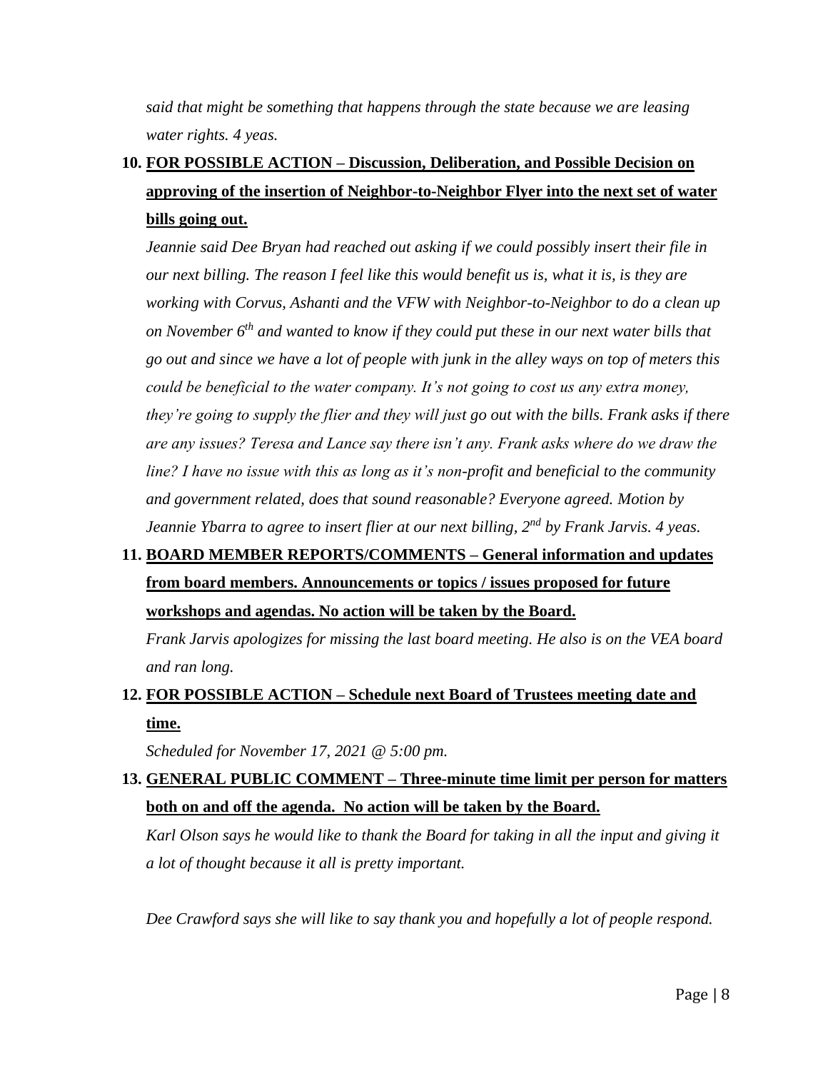*said that might be something that happens through the state because we are leasing water rights. 4 yeas.*

10. **FOR POSSIBLE ACTION – Discussion, Deliberation, and Possible Decision on approving of the insertion of Neighbor-to-Neighbor Flyer into the next set of water bills going out.**

    *Jeannie said Dee Bryan had reached out asking if we could possibly insert their file in our next billing. The reason I feel like this would benefit us is, what it is, is they are working with Corvus, Ashanti and the VFW with Neighbor-to-Neighbor to do a clean up on November 6th and wanted to know if they could put these in our next water bills that go out and since we have a lot of people with junk in the alley ways on top of meters this could be beneficial to the water company. It's not going to cost us any extra money, they're going to supply the flier and they will just go out with the bills. Frank asks if there are any issues? Teresa and Lance say there isn't any. Frank asks where do we draw the line? I have no issue with this as long as it's non-profit and beneficial to the community and government related, does that sound reasonable? Everyone agreed. Motion by Jeannie Ybarra to agree to insert flier at our next billing, 2nd by Frank Jarvis. 4 yeas.*

11. **BOARD MEMBER REPORTS/COMMENTS – General information and updates from board members. Announcements or topics / issues proposed for future workshops and agendas. No action will be taken by the Board.**

    *Frank Jarvis apologizes for missing the last board meeting. He also is on the VEA board and ran long.*

12. **FOR POSSIBLE ACTION – Schedule next Board of Trustees meeting date and time.**

    *Scheduled for November 17, 2021 @ 5:00 pm.*

13. **GENERAL PUBLIC COMMENT – Three-minute time limit per person for matters both on and off the agenda. No action will be taken by the Board.**

    *Karl Olson says he would like to thank the Board for taking in all the input and giving it a lot of thought because it all is pretty important.*

    *Dee Crawford says she will like to say thank you and hopefully a lot of people respond.*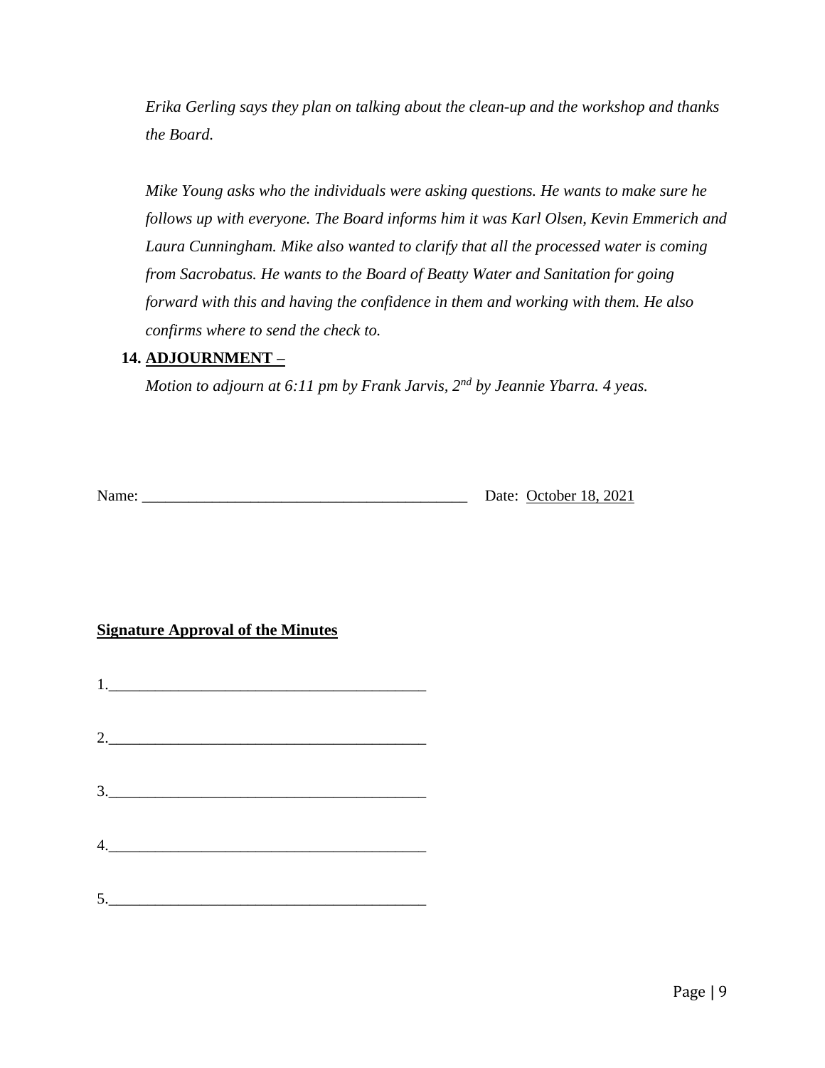*Erika Gerling says they plan on talking about the clean-up and the workshop and thanks the Board.*

*Mike Young asks who the individuals were asking questions. He wants to make sure he follows up with everyone. The Board informs him it was Karl Olsen, Kevin Emmerich and Laura Cunningham. Mike also wanted to clarify that all the processed water is coming from Sacrobatus. He wants to the Board of Beatty Water and Sanitation for going forward with this and having the confidence in them and working with them. He also confirms where to send the check to.*

**14. ADJOURNMENT –**

*Motion to adjourn at 6:11 pm by Frank Jarvis, 2nd by Jeannie Ybarra. 4 yeas.*

Name: ___________________________________________ Date: October 18, 2021

**Signature Approval of the Minutes**

1.________________________________________

2.________________________________________

3.________________________________________

4.________________________________________

5.________________________________________